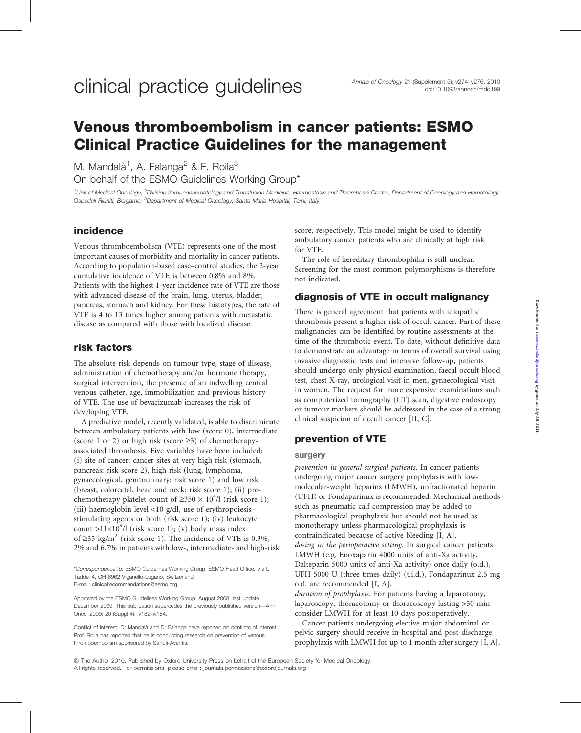clinical practice guidelines

# Venous thromboembolism in cancer patients: ESMO Clinical Practice Guidelines for the management

M. Mandalà[1], A. Falanga[2] & F. Roila[3]

On behalf of the ESMO Guidelines Working Group*

[1]Unit of Medical Oncology; [2]Division Immunohaematology and Transfusion Medicine, Haemostasis and Thrombosis Center, Department of Oncology and Hematology, Ospedali Riuniti, Bergamo; [3]Department of Medical Oncology, Santa Maria Hospital, Terni, Italy

## incidence

Venous thromboembolism (VTE) represents one of the most important causes of morbidity and mortality in cancer patients. According to population-based case–control studies, the 2-year cumulative incidence of VTE is between 0.8% and 8%. Patients with the highest 1-year incidence rate of VTE are those with advanced disease of the brain, lung, uterus, bladder, pancreas, stomach and kidney. For these histotypes, the rate of VTE is 4 to 13 times higher among patients with metastatic disease as compared with those with localized disease.

## risk factors

The absolute risk depends on tumour type, stage of disease, administration of chemotherapy and/or hormone therapy, surgical intervention, the presence of an indwelling central venous catheter, age, immobilization and previous history of VTE. The use of bevacizumab increases the risk of developing VTE.

A predictive model, recently validated, is able to discriminate between ambulatory patients with low (score 0), intermediate (score 1 or 2) or high risk (score ≥3) of chemotherapy-associated thrombosis. Five variables have been included: (i) site of cancer: cancer sites at very high risk (stomach, pancreas: risk score 2), high risk (lung, lymphoma, gynaecological, genitourinary: risk score 1) and low risk (breast, colorectal, head and neck: risk score 1); (ii) pre-chemotherapy platelet count of $\geq 350 \times 10^9$/l (risk score 1); (iii) haemoglobin level <10 g/dl, use of erythropoiesis-stimulating agents or both (risk score 1); (iv) leukocyte count $>11 \times 10^9$/l (risk score 1); (v) body mass index of ≥35 kg/m$^2$ (risk score 1). The incidence of VTE is 0.3%, 2% and 6.7% in patients with low-, intermediate- and high-risk score, respectively. This model might be used to identify ambulatory cancer patients who are clinically at high risk for VTE.

The role of hereditary thrombophilia is still unclear. Screening for the most common polymorphisms is therefore not indicated.

## diagnosis of VTE in occult malignancy

There is general agreement that patients with idiopathic thrombosis present a higher risk of occult cancer. Part of these malignancies can be identified by routine assessments at the time of the thrombotic event. To date, without definitive data to demonstrate an advantage in terms of overall survival using invasive diagnostic tests and intensive follow-up, patients should undergo only physical examination, faecal occult blood test, chest X-ray, urological visit in men, gynaecological visit in women. The request for more expensive examinations such as computerized tomography (CT) scan, digestive endoscopy or tumour markers should be addressed in the case of a strong clinical suspicion of occult cancer [II, C].

## prevention of VTE

### surgery

*prevention in general surgical patients.* In cancer patients undergoing major cancer surgery prophylaxis with low-molecular-weight heparins (LMWH), unfractionated heparin (UFH) or Fondaparinux is recommended. Mechanical methods such as pneumatic calf compression may be added to pharmacological prophylaxis but should not be used as monotherapy unless pharmacological prophylaxis is contraindicated because of active bleeding [I, A].

*dosing in the perioperative setting.* In surgical cancer patients LMWH (e.g. Enoxaparin 4000 units of anti-Xa activity, Dalteparin 5000 units of anti-Xa activity) once daily (o.d.), UFH 5000 U (three times daily) (t.i.d.), Fondaparinux 2.5 mg o.d. are recommended [I, A].

*duration of prophylaxis.* For patients having a laparotomy, laparoscopy, thoracotomy or thoracoscopy lasting >30 min consider LMWH for at least 10 days postoperatively.

Cancer patients undergoing elective major abdominal or pelvic surgery should receive in-hospital and post-discharge prophylaxis with LMWH for up to 1 month after surgery [I, A].

---

*Correspondence to: ESMO Guidelines Working Group, ESMO Head Office, Via L. Taddei 4, CH-6962 Viganello-Lugano, Switzerland;
E-mail: clinicalrecommendations@esmo.org

Approved by the ESMO Guidelines Working Group: August 2008, last update December 2009. This publication supercedes the previously published version—Ann Oncol 2009; 20 (Suppl 4): iv182–iv184.

Conflict of interest: Dr Mandalà and Dr Falanga have reported no conflicts of interest; Prof. Roila has reported that he is conducting research on prevention of venous thromboembolism sponsored by Sanofi-Aventis.

© The Author 2010. Published by Oxford University Press on behalf of the European Society for Medical Oncology.
All rights reserved. For permissions, please email: journals.permissions@oxfordjournals.org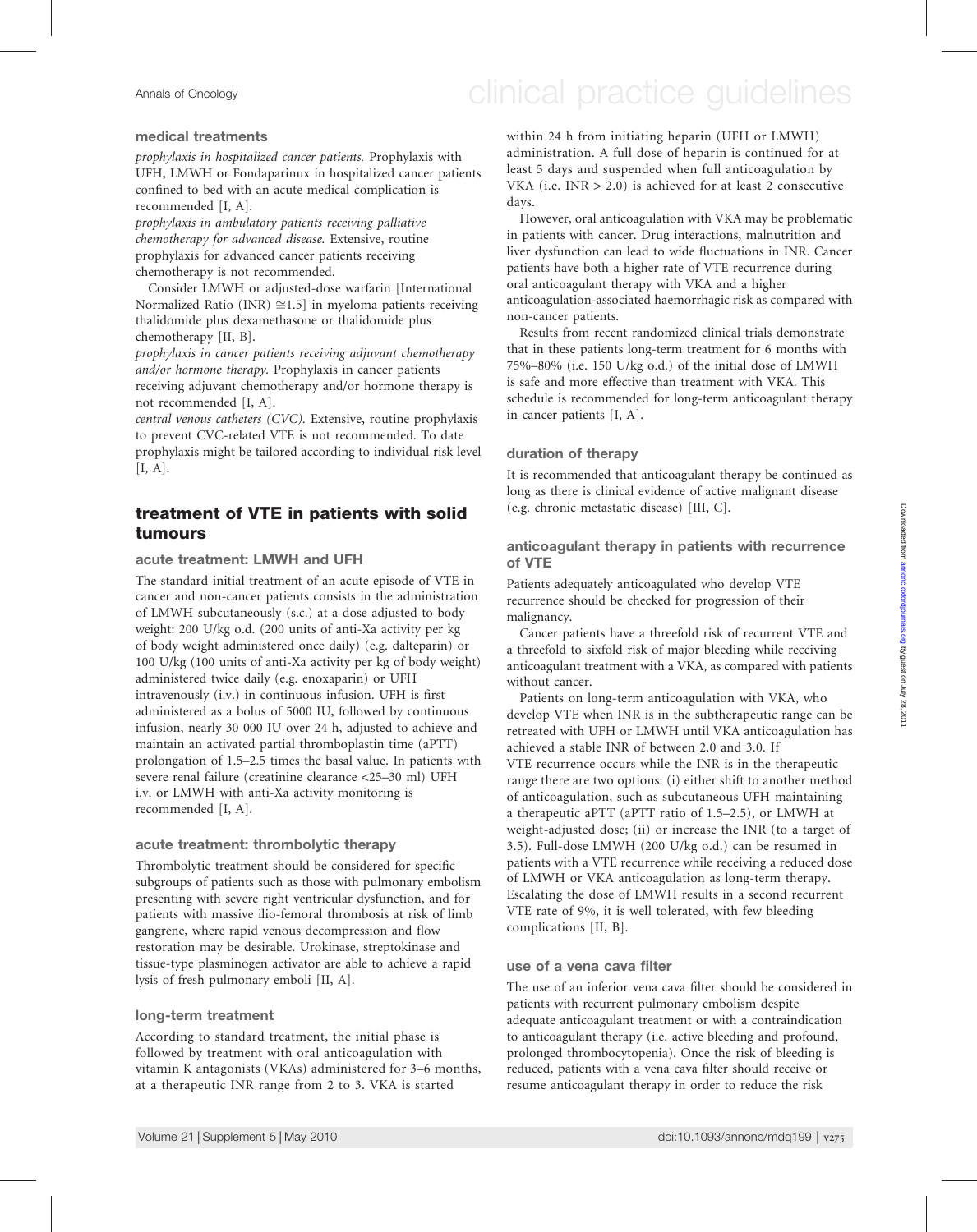### medical treatments

*prophylaxis in hospitalized cancer patients.* Prophylaxis with UFH, LMWH or Fondaparinux in hospitalized cancer patients confined to bed with an acute medical complication is recommended [I, A].

*prophylaxis in ambulatory patients receiving palliative chemotherapy for advanced disease.* Extensive, routine prophylaxis for advanced cancer patients receiving chemotherapy is not recommended.

Consider LMWH or adjusted-dose warfarin [International Normalized Ratio (INR) ≅1.5] in myeloma patients receiving thalidomide plus dexamethasone or thalidomide plus chemotherapy [II, B].

*prophylaxis in cancer patients receiving adjuvant chemotherapy and/or hormone therapy.* Prophylaxis in cancer patients receiving adjuvant chemotherapy and/or hormone therapy is not recommended [I, A].

*central venous catheters (CVC).* Extensive, routine prophylaxis to prevent CVC-related VTE is not recommended. To date prophylaxis might be tailored according to individual risk level [I, A].

## treatment of VTE in patients with solid tumours

### acute treatment: LMWH and UFH

The standard initial treatment of an acute episode of VTE in cancer and non-cancer patients consists in the administration of LMWH subcutaneously (s.c.) at a dose adjusted to body weight: 200 U/kg o.d. (200 units of anti-Xa activity per kg of body weight administered once daily) (e.g. dalteparin) or 100 U/kg (100 units of anti-Xa activity per kg of body weight) administered twice daily (e.g. enoxaparin) or UFH intravenously (i.v.) in continuous infusion. UFH is first administered as a bolus of 5000 IU, followed by continuous infusion, nearly 30 000 IU over 24 h, adjusted to achieve and maintain an activated partial thromboplastin time (aPTT) prolongation of 1.5–2.5 times the basal value. In patients with severe renal failure (creatinine clearance <25–30 ml) UFH i.v. or LMWH with anti-Xa activity monitoring is recommended [I, A].

### acute treatment: thrombolytic therapy

Thrombolytic treatment should be considered for specific subgroups of patients such as those with pulmonary embolism presenting with severe right ventricular dysfunction, and for patients with massive ilio-femoral thrombosis at risk of limb gangrene, where rapid venous decompression and flow restoration may be desirable. Urokinase, streptokinase and tissue-type plasminogen activator are able to achieve a rapid lysis of fresh pulmonary emboli [II, A].

### long-term treatment

According to standard treatment, the initial phase is followed by treatment with oral anticoagulation with vitamin K antagonists (VKAs) administered for 3–6 months, at a therapeutic INR range from 2 to 3. VKA is started within 24 h from initiating heparin (UFH or LMWH) administration. A full dose of heparin is continued for at least 5 days and suspended when full anticoagulation by VKA (i.e. INR > 2.0) is achieved for at least 2 consecutive days.

However, oral anticoagulation with VKA may be problematic in patients with cancer. Drug interactions, malnutrition and liver dysfunction can lead to wide fluctuations in INR. Cancer patients have both a higher rate of VTE recurrence during oral anticoagulant therapy with VKA and a higher anticoagulation-associated haemorrhagic risk as compared with non-cancer patients.

Results from recent randomized clinical trials demonstrate that in these patients long-term treatment for 6 months with 75%–80% (i.e. 150 U/kg o.d.) of the initial dose of LMWH is safe and more effective than treatment with VKA. This schedule is recommended for long-term anticoagulant therapy in cancer patients [I, A].

### duration of therapy

It is recommended that anticoagulant therapy be continued as long as there is clinical evidence of active malignant disease (e.g. chronic metastatic disease) [III, C].

### anticoagulant therapy in patients with recurrence of VTE

Patients adequately anticoagulated who develop VTE recurrence should be checked for progression of their malignancy.

Cancer patients have a threefold risk of recurrent VTE and a threefold to sixfold risk of major bleeding while receiving anticoagulant treatment with a VKA, as compared with patients without cancer.

Patients on long-term anticoagulation with VKA, who develop VTE when INR is in the subtherapeutic range can be retreated with UFH or LMWH until VKA anticoagulation has achieved a stable INR of between 2.0 and 3.0. If VTE recurrence occurs while the INR is in the therapeutic range there are two options: (i) either shift to another method of anticoagulation, such as subcutaneous UFH maintaining a therapeutic aPTT (aPTT ratio of 1.5–2.5), or LMWH at weight-adjusted dose; (ii) or increase the INR (to a target of 3.5). Full-dose LMWH (200 U/kg o.d.) can be resumed in patients with a VTE recurrence while receiving a reduced dose of LMWH or VKA anticoagulation as long-term therapy. Escalating the dose of LMWH results in a second recurrent VTE rate of 9%, it is well tolerated, with few bleeding complications [II, B].

### use of a vena cava filter

The use of an inferior vena cava filter should be considered in patients with recurrent pulmonary embolism despite adequate anticoagulant treatment or with a contraindication to anticoagulant therapy (i.e. active bleeding and profound, prolonged thrombocytopenia). Once the risk of bleeding is reduced, patients with a vena cava filter should receive or resume anticoagulant therapy in order to reduce the risk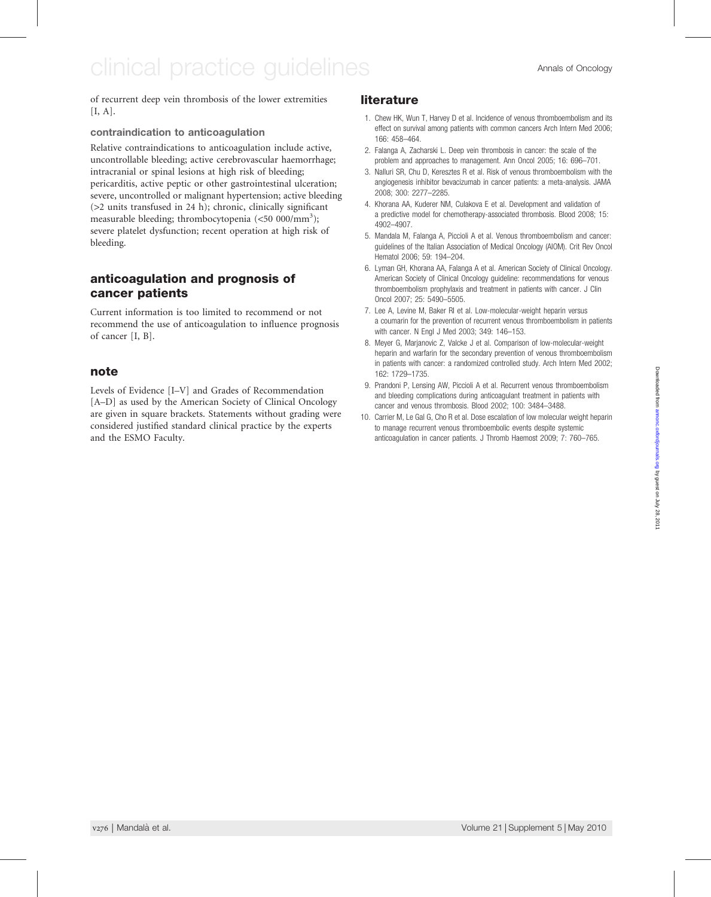of recurrent deep vein thrombosis of the lower extremities [I, A].

### contraindication to anticoagulation

Relative contraindications to anticoagulation include active, uncontrollable bleeding; active cerebrovascular haemorrhage; intracranial or spinal lesions at high risk of bleeding; pericarditis, active peptic or other gastrointestinal ulceration; severe, uncontrolled or malignant hypertension; active bleeding (>2 units transfused in 24 h); chronic, clinically significant measurable bleeding; thrombocytopenia (<50 000/mm$^3$); severe platelet dysfunction; recent operation at high risk of bleeding.

## anticoagulation and prognosis of cancer patients

Current information is too limited to recommend or not recommend the use of anticoagulation to influence prognosis of cancer [I, B].

## note

Levels of Evidence [I–V] and Grades of Recommendation [A–D] as used by the American Society of Clinical Oncology are given in square brackets. Statements without grading were considered justified standard clinical practice by the experts and the ESMO Faculty.

## literature

1. Chew HK, Wun T, Harvey D et al. Incidence of venous thromboembolism and its effect on survival among patients with common cancers Arch Intern Med 2006; 166: 458–464.
2. Falanga A, Zacharski L. Deep vein thrombosis in cancer: the scale of the problem and approaches to management. Ann Oncol 2005; 16: 696–701.
3. Nalluri SR, Chu D, Keresztes R et al. Risk of venous thromboembolism with the angiogenesis inhibitor bevacizumab in cancer patients: a meta-analysis. JAMA 2008; 300: 2277–2285.
4. Khorana AA, Kuderer NM, Culakova E et al. Development and validation of a predictive model for chemotherapy-associated thrombosis. Blood 2008; 15: 4902–4907.
5. Mandala M, Falanga A, Piccioli A et al. Venous thromboembolism and cancer: guidelines of the Italian Association of Medical Oncology (AIOM). Crit Rev Oncol Hematol 2006; 59: 194–204.
6. Lyman GH, Khorana AA, Falanga A et al. American Society of Clinical Oncology. American Society of Clinical Oncology guideline: recommendations for venous thromboembolism prophylaxis and treatment in patients with cancer. J Clin Oncol 2007; 25: 5490–5505.
7. Lee A, Levine M, Baker RI et al. Low-molecular-weight heparin versus a coumarin for the prevention of recurrent venous thromboembolism in patients with cancer. N Engl J Med 2003; 349: 146–153.
8. Meyer G, Marjanovic Z, Valcke J et al. Comparison of low-molecular-weight heparin and warfarin for the secondary prevention of venous thromboembolism in patients with cancer: a randomized controlled study. Arch Intern Med 2002; 162: 1729–1735.
9. Prandoni P, Lensing AW, Piccioli A et al. Recurrent venous thromboembolism and bleeding complications during anticoagulant treatment in patients with cancer and venous thrombosis. Blood 2002; 100: 3484–3488.
10. Carrier M, Le Gal G, Cho R et al. Dose escalation of low molecular weight heparin to manage recurrent venous thromboembolic events despite systemic anticoagulation in cancer patients. J Thromb Haemost 2009; 7: 760–765.